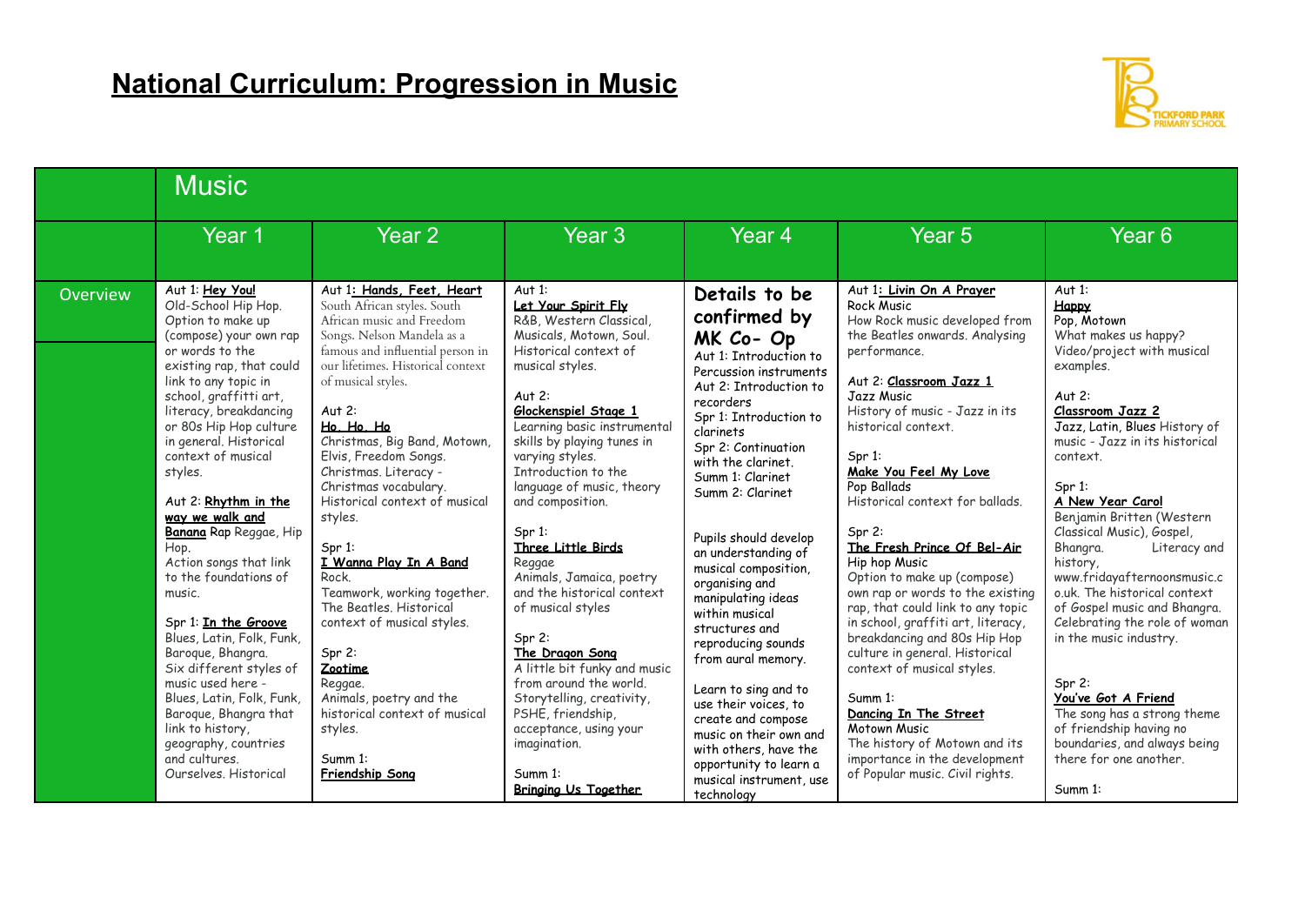# National Curriculum: Progression in Music

| | Music | | | | | |
|---|---|---|---|---|---|---|
| | Year 1 | Year 2 | Year 3 | Year 4 | Year 5 | Year 6 |
| Overview | Aut 1: **Hey You!** Old-School Hip Hop. Option to make up (compose) your own rap or words to the existing rap, that could link to any topic in school, graffitti art, literacy, breakdancing or 80s Hip Hop culture in general. Historical context of musical styles.<br><br>Aut 2: **Rhythm in the way we walk and Banana** Rap Reggae, Hip Hop. Action songs that link to the foundations of music.<br><br>Spr 1: **In the Groove** Blues, Latin, Folk, Funk, Baroque, Bhangra. Six different styles of music used here - Blues, Latin, Folk, Funk, Baroque, Bhangra that link to history, geography, countries and cultures. Ourselves. Historical | Aut 1: **Hands, Feet, Heart** South African styles. South African music and Freedom Songs. Nelson Mandela as a famous and influential person in our lifetimes. Historical context of musical styles.<br><br>Aut 2: **Ho. Ho. Ho** Christmas, Big Band, Motown, Elvis, Freedom Songs. Christmas. Literacy - Christmas vocabulary. Historical context of musical styles.<br><br>Spr 1: **I Wanna Play In A Band** Rock. Teamwork, working together. The Beatles. Historical context of musical styles.<br><br>Spr 2: **Zootime** Reggae. Animals, poetry and the historical context of musical styles.<br><br>Summ 1: **Friendship Song** | Aut 1: **Let Your Spirit Fly** R&B, Western Classical, Musicals, Motown, Soul. Historical context of musical styles.<br><br>Aut 2: **Glockenspiel Stage 1** Learning basic instrumental skills by playing tunes in varying styles. Introduction to the language of music, theory and composition.<br><br>Spr 1: **Three Little Birds** Reggae Animals, Jamaica, poetry and the historical context of musical styles<br><br>Spr 2: **The Dragon Song** A little bit funky and music from around the world. Storytelling, creativity, PSHE, friendship, acceptance, using your imagination.<br><br>Summ 1: **Bringing Us Together** | **Details to be confirmed by MK Co- Op**<br>Aut 1: Introduction to Percussion instruments<br>Aut 2: Introduction to recorders<br>Spr 1: Introduction to clarinets<br>Spr 2: Continuation with the clarinet.<br>Summ 1: Clarinet<br>Summ 2: Clarinet<br><br>Pupils should develop an understanding of musical composition, organising and manipulating ideas within musical structures and reproducing sounds from aural memory.<br><br>Learn to sing and to use their voices, to create and compose music on their own and with others, have the opportunity to learn a musical instrument, use technology | Aut 1: **Livin On A Prayer** Rock Music How Rock music developed from the Beatles onwards. Analysing performance.<br><br>Aut 2: **Classroom Jazz 1** Jazz Music History of music - Jazz in its historical context.<br><br>Spr 1: **Make You Feel My Love** Pop Ballads Historical context for ballads.<br><br>Spr 2: **The Fresh Prince Of Bel-Air** Hip hop Music Option to make up (compose) own rap or words to the existing rap, that could link to any topic in school, graffiti art, literacy, breakdancing and 80s Hip Hop culture in general. Historical context of musical styles.<br><br>Summ 1: **Dancing In The Street** Motown Music The history of Motown and its importance in the development of Popular music. Civil rights. | Aut 1: **Happy** Pop, Motown What makes us happy? Video/project with musical examples.<br><br>Aut 2: **Classroom Jazz 2** Jazz, Latin, Blues History of music - Jazz in its historical context.<br><br>Spr 1: **A New Year Carol** Benjamin Britten (Western Classical Music), Gospel, Bhangra. Literacy and history, www.fridayafternoonsmusic.co.uk. The historical context of Gospel music and Bhangra. Celebrating the role of woman in the music industry.<br><br>Spr 2: **You've Got A Friend** The song has a strong theme of friendship having no boundaries, and always being there for one another.<br><br>Summ 1: |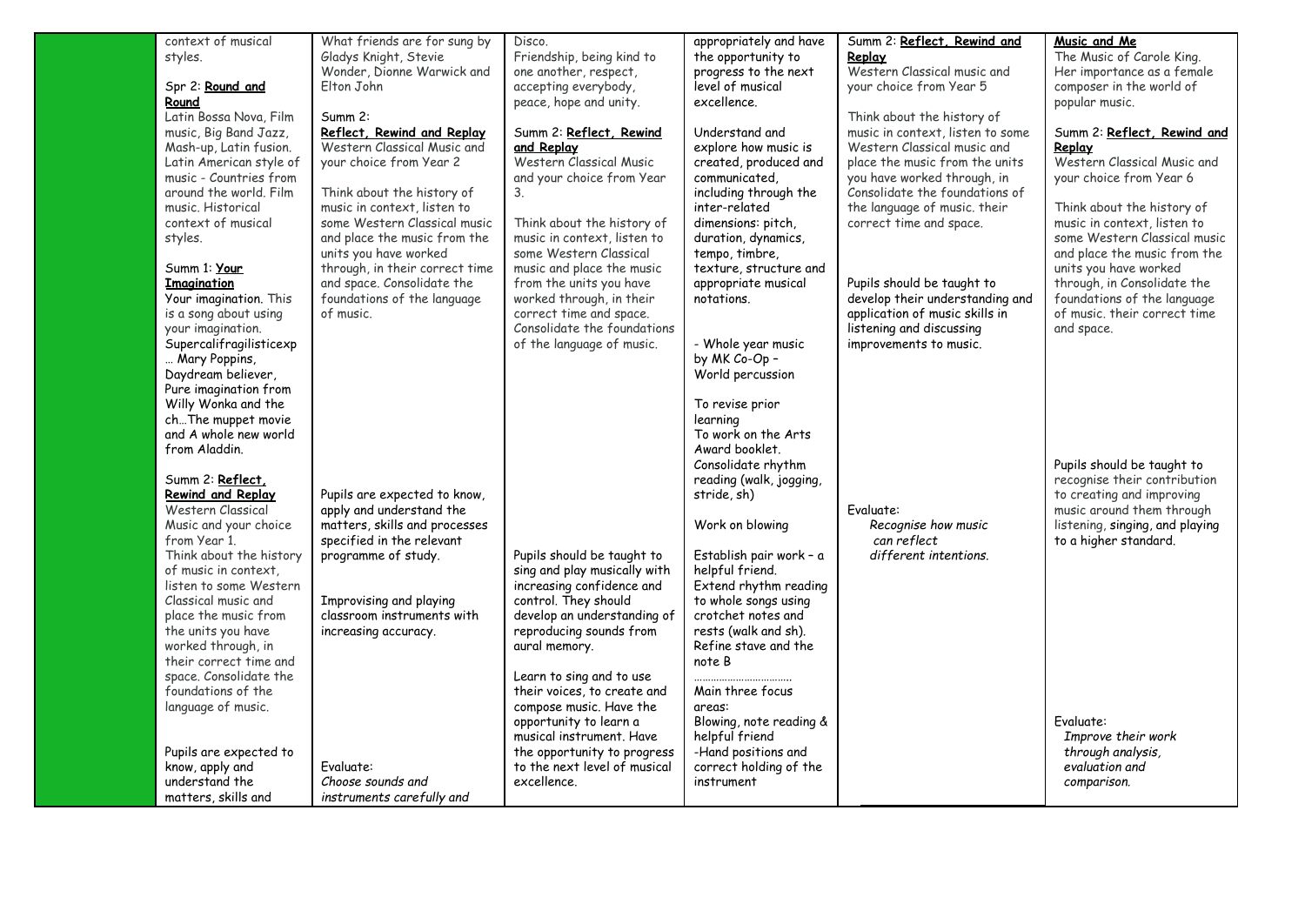| | | | | | | |
|---|---|---|---|---|---|---|
| | context of musical styles.<br><br>Spr 2: **Round and Round**<br>Latin Bossa Nova, Film music, Big Band Jazz, Mash-up, Latin fusion. Latin American style of music - Countries from around the world. Film music. Historical context of musical styles.<br><br>Summ 1: **Your Imagination**<br>Your imagination. This is a song about using your imagination. Supercalifragilisticexp … Mary Poppins, Daydream believer, Pure imagination from Willy Wonka and the ch…The muppet movie and A whole new world from Aladdin.<br><br>Summ 2: **Reflect, Rewind and Replay**<br>Western Classical Music and your choice from Year 1.<br>Think about the history of music in context, listen to some Western Classical music and place the music from the units you have worked through, in their correct time and space. Consolidate the foundations of the language of music.<br><br>Pupils are expected to know, apply and understand the matters, skills and | What friends are for sung by Gladys Knight, Stevie Wonder, Dionne Warwick and Elton John<br><br>Summ 2:<br>**Reflect, Rewind and Replay**<br>Western Classical Music and your choice from Year 2<br><br>Think about the history of music in context, listen to some Western Classical music and place the music from the units you have worked through, in their correct time and space. Consolidate the foundations of the language of music.<br><br>Pupils are expected to know, apply and understand the matters, skills and processes specified in the relevant programme of study.<br><br>Improvising and playing classroom instruments with increasing accuracy.<br><br>Evaluate:<br>*Choose sounds and instruments carefully and* | Disco.<br>Friendship, being kind to one another, respect, accepting everybody, peace, hope and unity.<br><br>Summ 2: **Reflect, Rewind and Replay**<br>Western Classical Music and your choice from Year 3.<br><br>Think about the history of music in context, listen to some Western Classical music and place the music from the units you have worked through, in their correct time and space. Consolidate the foundations of the language of music.<br><br>Pupils should be taught to sing and play musically with increasing confidence and control. They should develop an understanding of reproducing sounds from aural memory.<br><br>Learn to sing and to use their voices, to create and compose music. Have the opportunity to learn a musical instrument. Have the opportunity to progress to the next level of musical excellence. | appropriately and have the opportunity to progress to the next level of musical excellence.<br><br>Understand and explore how music is created, produced and communicated, including through the inter-related dimensions: pitch, duration, dynamics, tempo, timbre, texture, structure and appropriate musical notations.<br><br>- Whole year music by MK Co-Op – World percussion<br><br>To revise prior learning<br>To work on the Arts Award booklet.<br>Consolidate rhythm reading (walk, jogging, stride, sh)<br><br>Work on blowing<br><br>Establish pair work – a helpful friend.<br>Extend rhythm reading to whole songs using crotchet notes and rests (walk and sh).<br>Refine stave and the note B<br>……………………………<br>Main three focus areas:<br>Blowing, note reading & helpful friend<br>-Hand positions and correct holding of the instrument | Summ 2: **Reflect, Rewind and Replay**<br>Western Classical music and your choice from Year 5<br><br>Think about the history of music in context, listen to some Western Classical music and place the music from the units you have worked through, in Consolidate the foundations of the language of music. their correct time and space.<br><br>Pupils should be taught to develop their understanding and application of music skills in listening and discussing improvements to music.<br><br>Evaluate:<br>*Recognise how music can reflect different intentions.* | **Music and Me**<br>The Music of Carole King. Her importance as a female composer in the world of popular music.<br><br>Summ 2: **Reflect, Rewind and Replay**<br>Western Classical Music and your choice from Year 6<br><br>Think about the history of music in context, listen to some Western Classical music and place the music from the units you have worked through, in Consolidate the foundations of the language of music. their correct time and space.<br><br>Pupils should be taught to recognise their contribution to creating and improving music around them through listening, singing, and playing to a higher standard.<br><br>Evaluate:<br>*Improve their work through analysis, evaluation and comparison.* |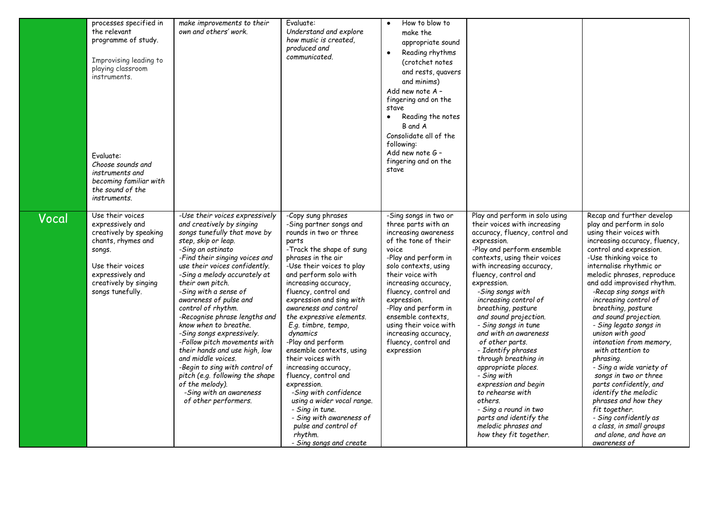| | | | | | | |
|---|---|---|---|---|---|---|
| | processes specified in the relevant programme of study.<br><br>Improvising leading to playing classroom instruments.<br><br>Evaluate:<br>*Choose sounds and instruments and becoming familiar with the sound of the instruments.* | *make improvements to their own and others' work.* | Evaluate:<br>*Understand and explore how music is created, produced and communicated.* | • How to blow to make the appropriate sound<br>• Reading rhythms (crotchet notes and rests, quavers and minims)<br>Add new note A – fingering and on the stave<br>• Reading the notes B and A<br>Consolidate all of the following:<br>Add new note G – fingering and on the stave | | |
| Vocal | Use their voices expressively and creatively by speaking chants, rhymes and songs.<br><br>Use their voices expressively and creatively by singing songs tunefully. | *-Use their voices expressively and creatively by singing songs tunefully that move by step, skip or leap.*<br>*-Sing an ostinato*<br>*-Find their singing voices and use their voices confidently.*<br>*-Sing a melody accurately at their own pitch.*<br>*-Sing with a sense of awareness of pulse and control of rhythm.*<br>*-Recognise phrase lengths and know when to breathe.*<br>*-Sing songs expressively.*<br>*-Follow pitch movements with their hands and use high, low and middle voices.*<br>*-Begin to sing with control of pitch (e.g. following the shape of the melody).*<br>*-Sing with an awareness of other performers.* | -Copy sung phrases<br>-Sing partner songs and rounds in two or three parts<br>-Track the shape of sung phrases in the air<br>-Use their voices to play and perform solo with increasing accuracy, fluency, control and expression and sing with *awareness and control the expressive elements. E.g. timbre, tempo, dynamics*<br>-Play and perform ensemble contexts, using their voices with increasing accuracy, fluency, control and expression.<br>*-Sing with confidence using a wider vocal range.*<br>*- Sing in tune.*<br>*- Sing with awareness of pulse and control of rhythm.*<br>*- Sing songs and create* | -Sing songs in two or three parts with an increasing awareness of the tone of their voice<br>-Play and perform in solo contexts, using their voice with increasing accuracy, fluency, control and expression.<br>-Play and perform in ensemble contexts, using their voice with increasing accuracy, fluency, control and expression | Play and perform in solo using their voices with increasing accuracy, fluency, control and expression.<br>-Play and perform ensemble contexts, using their voices with increasing accuracy, fluency, control and expression.<br>*-Sing songs with increasing control of breathing, posture and sound projection.*<br>*- Sing songs in tune and with an awareness of other parts.*<br>*- Identify phrases through breathing in appropriate places.*<br>*- Sing with expression and begin to rehearse with others.*<br>*- Sing a round in two parts and identify the melodic phrases and how they fit together.* | Recap and further develop play and perform in solo using their voices with increasing accuracy, fluency, control and expression.<br>-Use thinking voice to internalise rhythmic or melodic phrases, reproduce and add improvised rhythm.<br>*-Recap sing songs with increasing control of breathing, posture and sound projection.*<br>*- Sing legato songs in unison with good intonation from memory, with attention to phrasing.*<br>*- Sing a wide variety of songs in two or three parts confidently, and identify the melodic phrases and how they fit together.*<br>*- Sing confidently as a class, in small groups and alone, and have an awareness of* |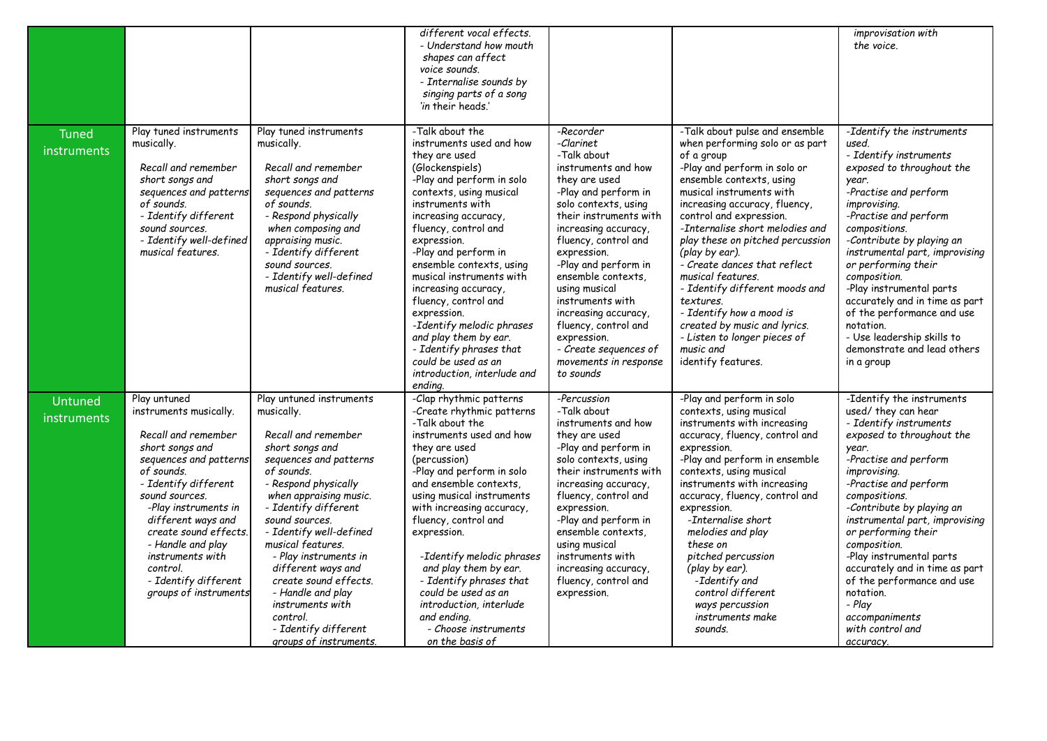| | | | | | | |
|---|---|---|---|---|---|---|
| | | | *different vocal effects.*<br>*- Understand how mouth shapes can affect voice sounds.*<br>*- Internalise sounds by singing parts of a song 'in their heads.'* | | | *improvisation with the voice.* |
| Tuned instruments | Play tuned instruments musically.<br><br>*Recall and remember short songs and sequences and patterns of sounds.*<br>*- Identify different sound sources.*<br>*- Identify well-defined musical features.* | Play tuned instruments musically.<br><br>*Recall and remember short songs and sequences and patterns of sounds.*<br>*- Respond physically when composing and appraising music.*<br>*- Identify different sound sources.*<br>*- Identify well-defined musical features.* | -Talk about the instruments used and how they are used (Glockenspiels)<br>-Play and perform in solo contexts, using musical instruments with increasing accuracy, fluency, control and expression.<br>-Play and perform in ensemble contexts, using musical instruments with increasing accuracy, fluency, control and expression.<br>*-Identify melodic phrases and play them by ear.*<br>*- Identify phrases that could be used as an introduction, interlude and ending.* | *-Recorder*<br>*-Clarinet*<br>-Talk about instruments and how they are used<br>-Play and perform in solo contexts, using their instruments with increasing accuracy, fluency, control and expression.<br>-Play and perform in ensemble contexts, using musical instruments with increasing accuracy, fluency, control and expression.<br>*- Create sequences of movements in response to sounds* | -Talk about pulse and ensemble when performing solo or as part of a group<br>-Play and perform in solo or ensemble contexts, using musical instruments with increasing accuracy, fluency, control and expression.<br>*-Internalise short melodies and play these on pitched percussion (play by ear).*<br>*- Create dances that reflect musical features.*<br>*- Identify different moods and textures.*<br>*- Identify how a mood is created by music and lyrics.*<br>*- Listen to longer pieces of music and* identify features. | *-Identify the instruments used.*<br>*- Identify instruments exposed to throughout the year.*<br>*-Practise and perform improvising.*<br>*-Practise and perform compositions.*<br>*-Contribute by playing an instrumental part, improvising or performing their composition.*<br>-Play instrumental parts accurately and in time as part of the performance and use notation.<br>- Use leadership skills to demonstrate and lead others in a group |
| Untuned instruments | Play untuned instruments musically.<br><br>*Recall and remember short songs and sequences and patterns of sounds.*<br>*- Identify different sound sources.*<br>*-Play instruments in different ways and create sound effects.*<br>*- Handle and play instruments with control.*<br>*- Identify different groups of instruments* | Play untuned instruments musically.<br><br>*Recall and remember short songs and sequences and patterns of sounds.*<br>*- Respond physically when appraising music.*<br>*- Identify different sound sources.*<br>*- Identify well-defined musical features.*<br>*- Play instruments in different ways and create sound effects.*<br>*- Handle and play instruments with control.*<br>*- Identify different groups of instruments.* | -Clap rhythmic patterns<br>-Create rhythmic patterns<br>-Talk about the instruments used and how they are used (percussion)<br>-Play and perform in solo and ensemble contexts, using musical instruments with increasing accuracy, fluency, control and expression.<br><br>*-Identify melodic phrases and play them by ear.*<br>*- Identify phrases that could be used as an introduction, interlude and ending.*<br>*- Choose instruments on the basis of* | *-Percussion*<br>-Talk about instruments and how they are used<br>-Play and perform in solo contexts, using their instruments with increasing accuracy, fluency, control and expression.<br>-Play and perform in ensemble contexts, using musical instruments with increasing accuracy, fluency, control and expression. | -Play and perform in solo contexts, using musical instruments with increasing accuracy, fluency, control and expression.<br>-Play and perform in ensemble contexts, using musical instruments with increasing accuracy, fluency, control and expression.<br>*-Internalise short melodies and play these on pitched percussion (play by ear).*<br>*-Identify and control different ways percussion instruments make sounds.* | -Identify the instruments used/ they can hear<br>*- Identify instruments exposed to throughout the year.*<br>*-Practise and perform improvising.*<br>*-Practise and perform compositions.*<br>*-Contribute by playing an instrumental part, improvising or performing their composition.*<br>-Play instrumental parts accurately and in time as part of the performance and use notation.<br>*- Play accompaniments with control and accuracy.* |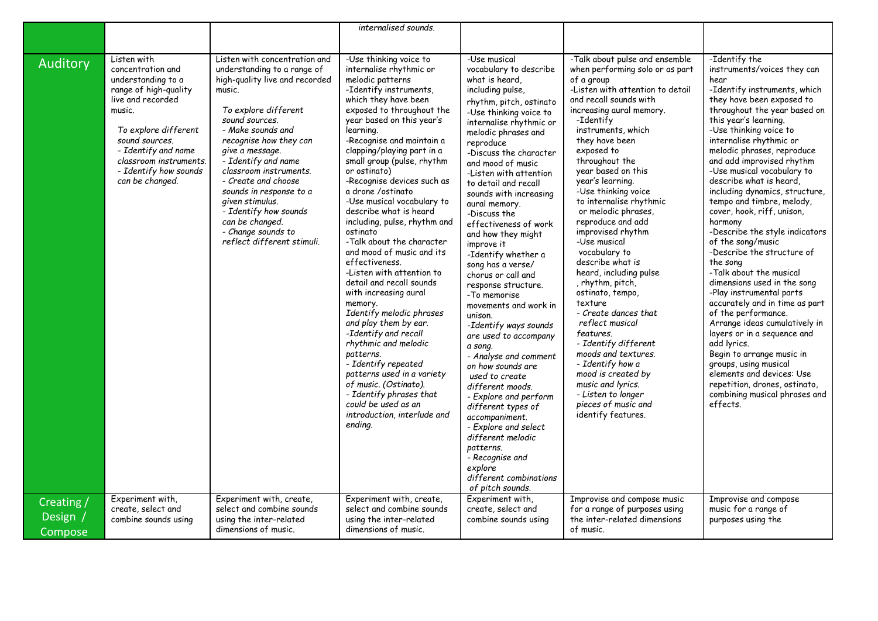| | | | | | | |
|---|---|---|---|---|---|---|
| | | | *internalised sounds.* | | | |
| Auditory | Listen with concentration and understanding to a range of high-quality live and recorded music.<br><br>*To explore different sound sources.*<br>*- Identify and name classroom instruments.*<br>*- Identify how sounds can be changed.* | Listen with concentration and understanding to a range of high-quality live and recorded music.<br><br>*To explore different sound sources.*<br>*- Make sounds and recognise how they can give a message.*<br>*- Identify and name classroom instruments.*<br>*- Create and choose sounds in response to a given stimulus.*<br>*- Identify how sounds can be changed.*<br>*- Change sounds to reflect different stimuli.* | -Use thinking voice to internalise rhythmic or melodic patterns<br>-Identify instruments, which they have been exposed to throughout the year based on this year's learning.<br>-Recognise and maintain a clapping/playing part in a small group (pulse, rhythm or ostinato)<br>-Recognise devices such as a drone /ostinato<br>-Use musical vocabulary to describe what is heard including, pulse, rhythm and ostinato<br>-Talk about the character and mood of music and its effectiveness.<br>-Listen with attention to detail and recall sounds with increasing aural memory.<br>*Identify melodic phrases and play them by ear.*<br>*-Identify and recall rhythmic and melodic patterns.*<br>*- Identify repeated patterns used in a variety of music. (Ostinato).*<br>*- Identify phrases that could be used as an introduction, interlude and ending.* | -Use musical vocabulary to describe what is heard, including pulse, rhythm, pitch, ostinato<br>-Use thinking voice to internalise rhythmic or melodic phrases and reproduce<br>-Discuss the character and mood of music<br>-Listen with attention to detail and recall sounds with increasing aural memory.<br>-Discuss the effectiveness of work and how they might improve it<br>-Identify whether a song has a verse/ chorus or call and response structure.<br>-To memorise movements and work in unison.<br>*-Identify ways sounds are used to accompany a song.*<br>*- Analyse and comment on how sounds are used to create different moods.*<br>*- Explore and perform different types of accompaniment.*<br>*- Explore and select different melodic patterns.*<br>*- Recognise and explore different combinations of pitch sounds.* | -Talk about pulse and ensemble when performing solo or as part of a group<br>-Listen with attention to detail and recall sounds with increasing aural memory.<br>-Identify instruments, which they have been exposed to throughout the year based on this year's learning.<br>-Use thinking voice to internalise rhythmic or melodic phrases, reproduce and add improvised rhythm<br>-Use musical vocabulary to describe what is heard, including pulse , rhythm, pitch, ostinato, tempo, texture<br>*- Create dances that reflect musical features.*<br>*- Identify different moods and textures.*<br>*- Identify how a mood is created by music and lyrics.*<br>*- Listen to longer pieces of music and identify features.* | -Identify the instruments/voices they can hear<br>-Identify instruments, which they have been exposed to throughout the year based on this year's learning.<br>-Use thinking voice to internalise rhythmic or melodic phrases, reproduce and add improvised rhythm<br>-Use musical vocabulary to describe what is heard, including dynamics, structure, tempo and timbre, melody, cover, hook, riff, unison, harmony<br>-Describe the style indicators of the song/music<br>-Describe the structure of the song<br>-Talk about the musical dimensions used in the song<br>-Play instrumental parts accurately and in time as part of the performance.<br>Arrange ideas cumulatively in layers or in a sequence and add lyrics.<br>Begin to arrange music in groups, using musical elements and devices: Use repetition, drones, ostinato, combining musical phrases and effects. |
| Creating / Design / Compose | Experiment with, create, select and combine sounds using | Experiment with, create, select and combine sounds using the inter-related dimensions of music. | Experiment with, create, select and combine sounds using the inter-related dimensions of music. | Experiment with, create, select and combine sounds using | Improvise and compose music for a range of purposes using the inter-related dimensions of music. | Improvise and compose music for a range of purposes using the |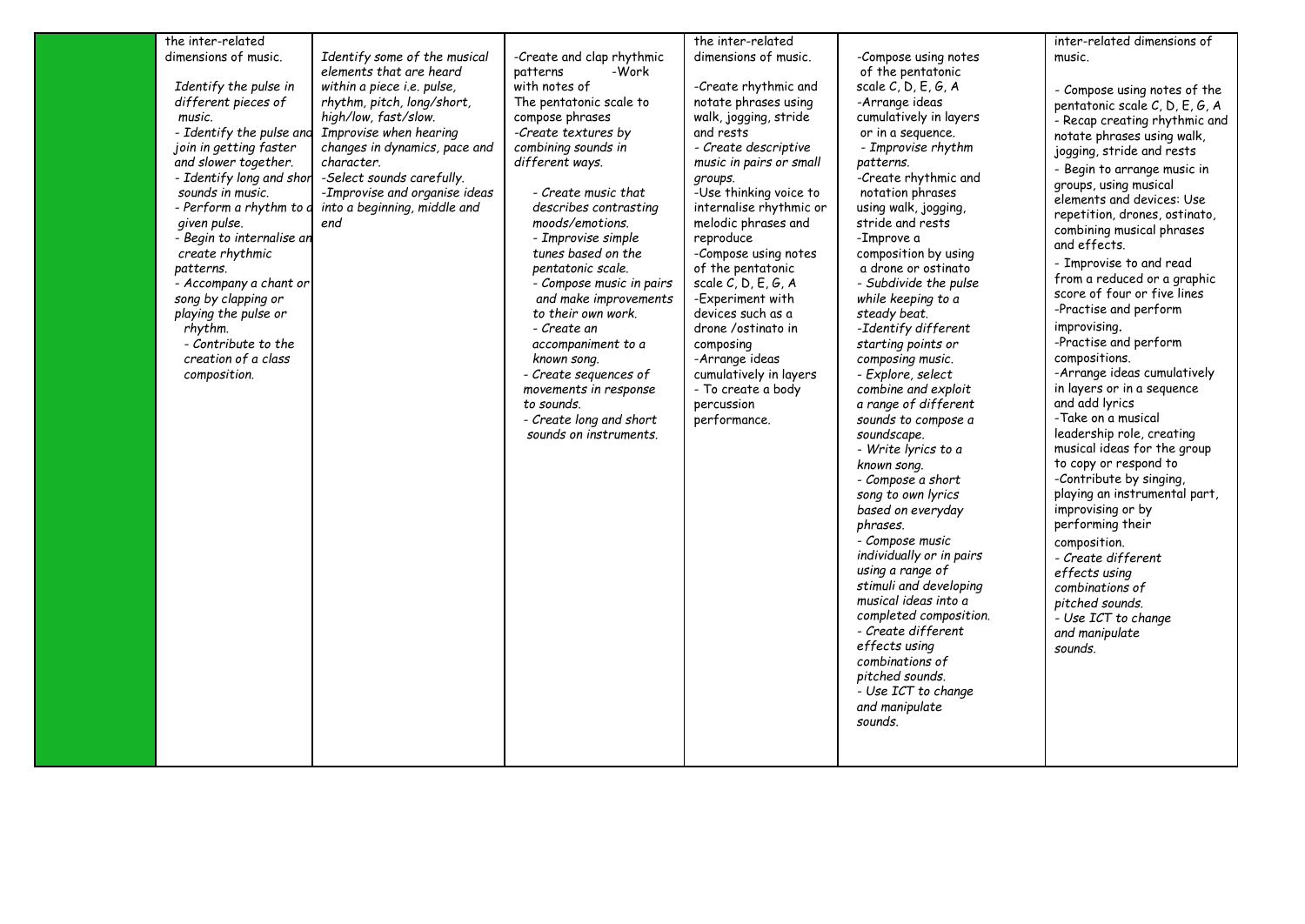| | | | | | | |
|---|---|---|---|---|---|---|
| | the inter-related dimensions of music.<br><br>*Identify the pulse in different pieces of music.*<br>*- Identify the pulse and join in getting faster and slower together.*<br>*- Identify long and short sounds in music.*<br>*- Perform a rhythm to a given pulse.*<br>*- Begin to internalise and create rhythmic patterns.*<br>*- Accompany a chant or song by clapping or playing the pulse or rhythm.*<br>*- Contribute to the creation of a class composition.* | *Identify some of the musical elements that are heard within a piece i.e. pulse, rhythm, pitch, long/short, high/low, fast/slow.*<br>*Improvise when hearing changes in dynamics, pace and character.*<br>*-Select sounds carefully.*<br>*-Improvise and organise ideas into a beginning, middle and end* | -Create and clap rhythmic patterns -Work with notes of The pentatonic scale to compose phrases<br>*-Create textures by combining sounds in different ways.*<br><br>*- Create music that describes contrasting moods/emotions.*<br>*- Improvise simple tunes based on the pentatonic scale.*<br>*- Compose music in pairs and make improvements to their own work.*<br>*- Create an accompaniment to a known song.*<br>*- Create sequences of movements in response to sounds.*<br>*- Create long and short sounds on instruments.* | the inter-related dimensions of music.<br><br>-Create rhythmic and notate phrases using walk, jogging, stride and rests<br>*- Create descriptive music in pairs or small groups.*<br>-Use thinking voice to internalise rhythmic or melodic phrases and reproduce<br>-Compose using notes of the pentatonic scale C, D, E, G, A<br>-Experiment with devices such as a drone /ostinato in composing<br>-Arrange ideas cumulatively in layers<br>- To create a body percussion performance. | -Compose using notes of the pentatonic scale C, D, E, G, A<br>-Arrange ideas cumulatively in layers or in a sequence.<br>*- Improvise rhythm patterns.*<br>-Create rhythmic and notation phrases using walk, jogging, stride and rests<br>-Improve a composition by using a drone or ostinato<br>*- Subdivide the pulse while keeping to a steady beat.*<br>*-Identify different starting points or composing music.*<br>*- Explore, select combine and exploit a range of different sounds to compose a soundscape.*<br>*- Write lyrics to a known song.*<br>*- Compose a short song to own lyrics based on everyday phrases.*<br>*- Compose music individually or in pairs using a range of stimuli and developing musical ideas into a completed composition.*<br>*- Create different effects using combinations of pitched sounds.*<br>*- Use ICT to change and manipulate sounds.* | inter-related dimensions of music.<br><br>- Compose using notes of the pentatonic scale C, D, E, G, A<br>- Recap creating rhythmic and notate phrases using walk, jogging, stride and rests<br>- Begin to arrange music in groups, using musical elements and devices: Use repetition, drones, ostinato, combining musical phrases and effects.<br>- Improvise to and read from a reduced or a graphic score of four or five lines<br>-Practise and perform improvising.<br>-Practise and perform compositions.<br>-Arrange ideas cumulatively in layers or in a sequence and add lyrics<br>-Take on a musical leadership role, creating musical ideas for the group to copy or respond to<br>-Contribute by singing, playing an instrumental part, improvising or by performing their composition.<br>*- Create different effects using combinations of pitched sounds.*<br>*- Use ICT to change and manipulate sounds.* |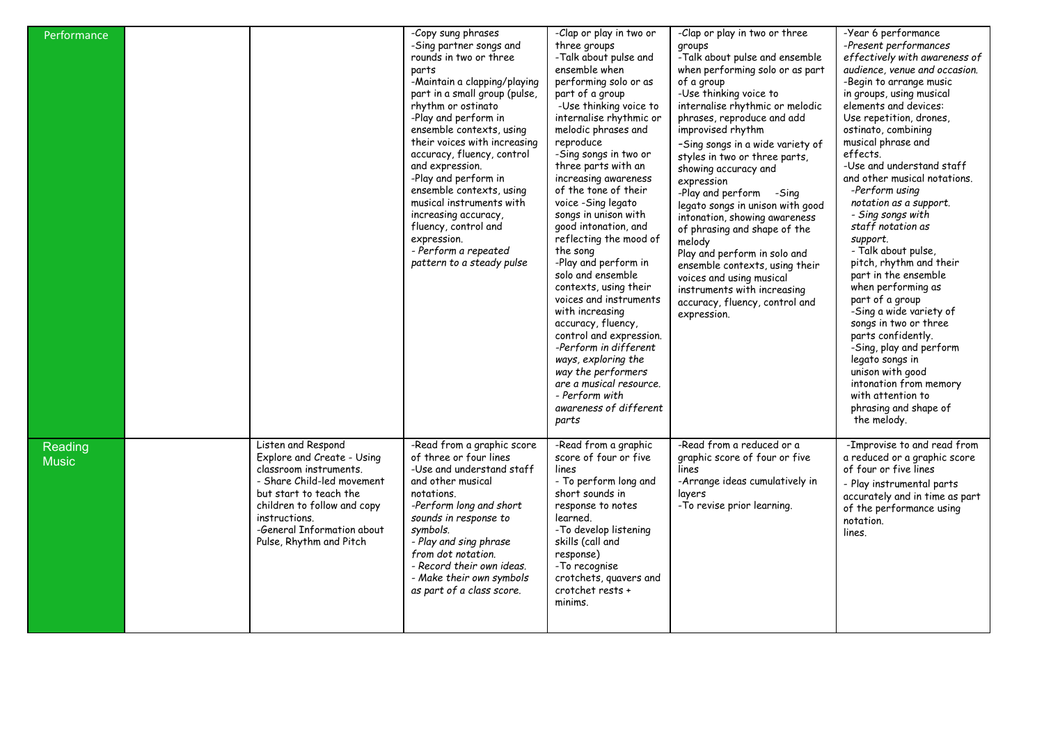| | | | | | | |
|---|---|---|---|---|---|---|
| Performance | | | -Copy sung phrases<br>-Sing partner songs and rounds in two or three parts<br>-Maintain a clapping/playing part in a small group (pulse, rhythm or ostinato<br>-Play and perform in ensemble contexts, using their voices with increasing accuracy, fluency, control and expression.<br>-Play and perform in ensemble contexts, using musical instruments with increasing accuracy, fluency, control and expression.<br>*- Perform a repeated pattern to a steady pulse* | -Clap or play in two or three groups<br>-Talk about pulse and ensemble when performing solo or as part of a group<br>-Use thinking voice to internalise rhythmic or melodic phrases and reproduce<br>-Sing songs in two or three parts with an increasing awareness of the tone of their voice -Sing legato songs in unison with good intonation, and reflecting the mood of the song<br>-Play and perform in solo and ensemble contexts, using their voices and instruments with increasing accuracy, fluency, control and expression.<br>*-Perform in different ways, exploring the way the performers are a musical resource.*<br>*- Perform with awareness of different parts* | -Clap or play in two or three groups<br>-Talk about pulse and ensemble when performing solo or as part of a group<br>-Use thinking voice to internalise rhythmic or melodic phrases, reproduce and add improvised rhythm<br>-Sing songs in a wide variety of styles in two or three parts, showing accuracy and expression<br>-Play and perform -Sing legato songs in unison with good intonation, showing awareness of phrasing and shape of the melody<br>Play and perform in solo and ensemble contexts, using their voices and using musical instruments with increasing accuracy, fluency, control and expression. | -Year 6 performance<br>*-Present performances effectively with awareness of audience, venue and occasion.*<br>-Begin to arrange music in groups, using musical elements and devices: Use repetition, drones, ostinato, combining musical phrase and effects.<br>-Use and understand staff and other musical notations.<br>*-Perform using notation as a support.*<br>*- Sing songs with staff notation as support.*<br>- Talk about pulse, pitch, rhythm and their part in the ensemble when performing as part of a group<br>-Sing a wide variety of songs in two or three parts confidently.<br>-Sing, play and perform legato songs in unison with good intonation from memory with attention to phrasing and shape of the melody. |
| Reading Music | | Listen and Respond<br>Explore and Create - Using classroom instruments.<br>- Share Child-led movement but start to teach the children to follow and copy instructions.<br>-General Information about Pulse, Rhythm and Pitch | -Read from a graphic score of three or four lines<br>-Use and understand staff and other musical notations.<br>*-Perform long and short sounds in response to symbols.*<br>*- Play and sing phrase from dot notation.*<br>*- Record their own ideas.*<br>*- Make their own symbols as part of a class score.* | -Read from a graphic score of four or five lines<br>- To perform long and short sounds in response to notes learned.<br>-To develop listening skills (call and response)<br>-To recognise crotchets, quavers and crotchet rests + minims. | -Read from a reduced or a graphic score of four or five lines<br>-Arrange ideas cumulatively in layers<br>-To revise prior learning. | -Improvise to and read from a reduced or a graphic score of four or five lines<br>- Play instrumental parts accurately and in time as part of the performance using notation.<br>lines. |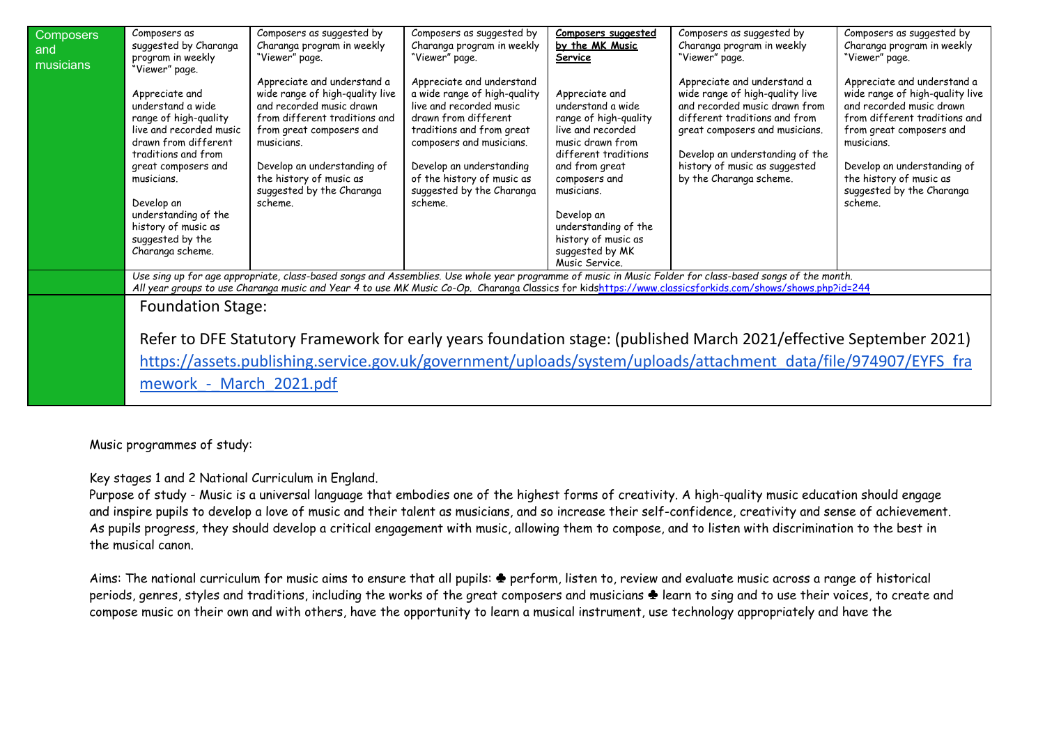| Composers and musicians | Composers as suggested by Charanga program in weekly "Viewer" page.<br><br>Appreciate and understand a wide range of high-quality live and recorded music drawn from different traditions and from great composers and musicians.<br><br>Develop an understanding of the history of music as suggested by the Charanga scheme. | Composers as suggested by Charanga program in weekly "Viewer" page.<br><br>Appreciate and understand a wide range of high-quality live and recorded music drawn from different traditions and from great composers and musicians.<br><br>Develop an understanding of the history of music as suggested by the Charanga scheme. | Composers as suggested by Charanga program in weekly "Viewer" page.<br><br>Appreciate and understand a wide range of high-quality live and recorded music drawn from different traditions and from great composers and musicians.<br><br>Develop an understanding of the history of music as suggested by the Charanga scheme. | **Composers suggested by the MK Music Service**<br><br>Appreciate and understand a wide range of high-quality live and recorded music drawn from different traditions and from great composers and musicians.<br><br>Develop an understanding of the history of music as suggested by MK Music Service. | Composers as suggested by Charanga program in weekly "Viewer" page.<br><br>Appreciate and understand a wide range of high-quality live and recorded music drawn from different traditions and from great composers and musicians.<br><br>Develop an understanding of the history of music as suggested by the Charanga scheme. | Composers as suggested by Charanga program in weekly "Viewer" page.<br><br>Appreciate and understand a wide range of high-quality live and recorded music drawn from different traditions and from great composers and musicians.<br><br>Develop an understanding of the history of music as suggested by the Charanga scheme. |
|---|---|---|---|---|---|---|
| | *Use sing up for age appropriate, class-based songs and Assemblies. Use whole year programme of music in Music Folder for class-based songs of the month. All year groups to use Charanga music and Year 4 to use MK Music Co-Op. Charanga Classics for kids*https://www.classicsforkids.com/shows/shows.php?id=244 | | | | | |
| | Foundation Stage:<br><br>Refer to DFE Statutory Framework for early years foundation stage: (published March 2021/effective September 2021) https://assets.publishing.service.gov.uk/government/uploads/system/uploads/attachment_data/file/974907/EYFS_framework_-_March_2021.pdf | | | | | |

Music programmes of study:

Key stages 1 and 2 National Curriculum in England.
Purpose of study - Music is a universal language that embodies one of the highest forms of creativity. A high-quality music education should engage and inspire pupils to develop a love of music and their talent as musicians, and so increase their self-confidence, creativity and sense of achievement. As pupils progress, they should develop a critical engagement with music, allowing them to compose, and to listen with discrimination to the best in the musical canon.

Aims: The national curriculum for music aims to ensure that all pupils: ♣ perform, listen to, review and evaluate music across a range of historical periods, genres, styles and traditions, including the works of the great composers and musicians ♣ learn to sing and to use their voices, to create and compose music on their own and with others, have the opportunity to learn a musical instrument, use technology appropriately and have the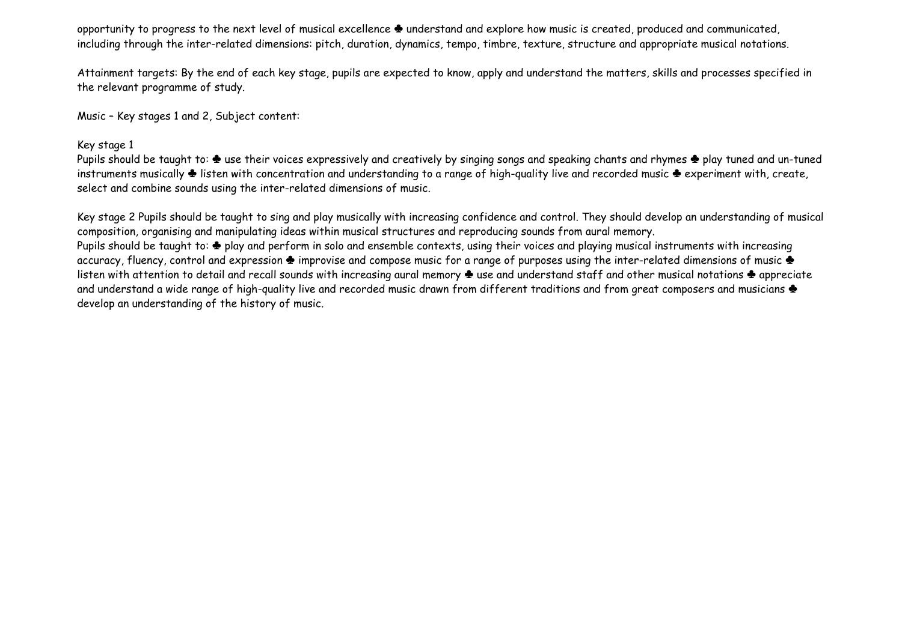opportunity to progress to the next level of musical excellence ♣ understand and explore how music is created, produced and communicated, including through the inter-related dimensions: pitch, duration, dynamics, tempo, timbre, texture, structure and appropriate musical notations.

Attainment targets: By the end of each key stage, pupils are expected to know, apply and understand the matters, skills and processes specified in the relevant programme of study.

Music – Key stages 1 and 2, Subject content:

Key stage 1
Pupils should be taught to: ♣ use their voices expressively and creatively by singing songs and speaking chants and rhymes ♣ play tuned and un-tuned instruments musically ♣ listen with concentration and understanding to a range of high-quality live and recorded music ♣ experiment with, create, select and combine sounds using the inter-related dimensions of music.

Key stage 2 Pupils should be taught to sing and play musically with increasing confidence and control. They should develop an understanding of musical composition, organising and manipulating ideas within musical structures and reproducing sounds from aural memory.
Pupils should be taught to: ♣ play and perform in solo and ensemble contexts, using their voices and playing musical instruments with increasing accuracy, fluency, control and expression ♣ improvise and compose music for a range of purposes using the inter-related dimensions of music ♣ listen with attention to detail and recall sounds with increasing aural memory ♣ use and understand staff and other musical notations ♣ appreciate and understand a wide range of high-quality live and recorded music drawn from different traditions and from great composers and musicians ♣ develop an understanding of the history of music.